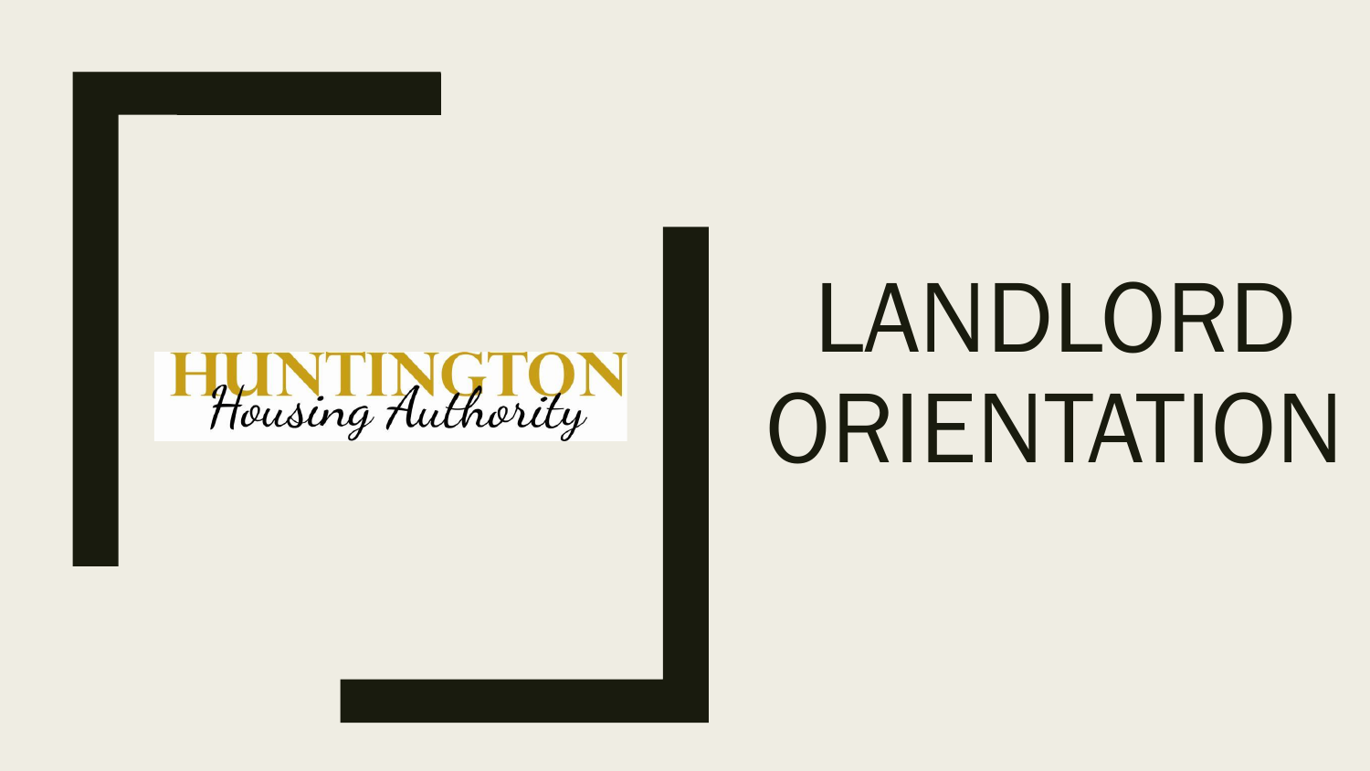HUNTINGTON
Housing Authority

# LANDLORD ORIENTATION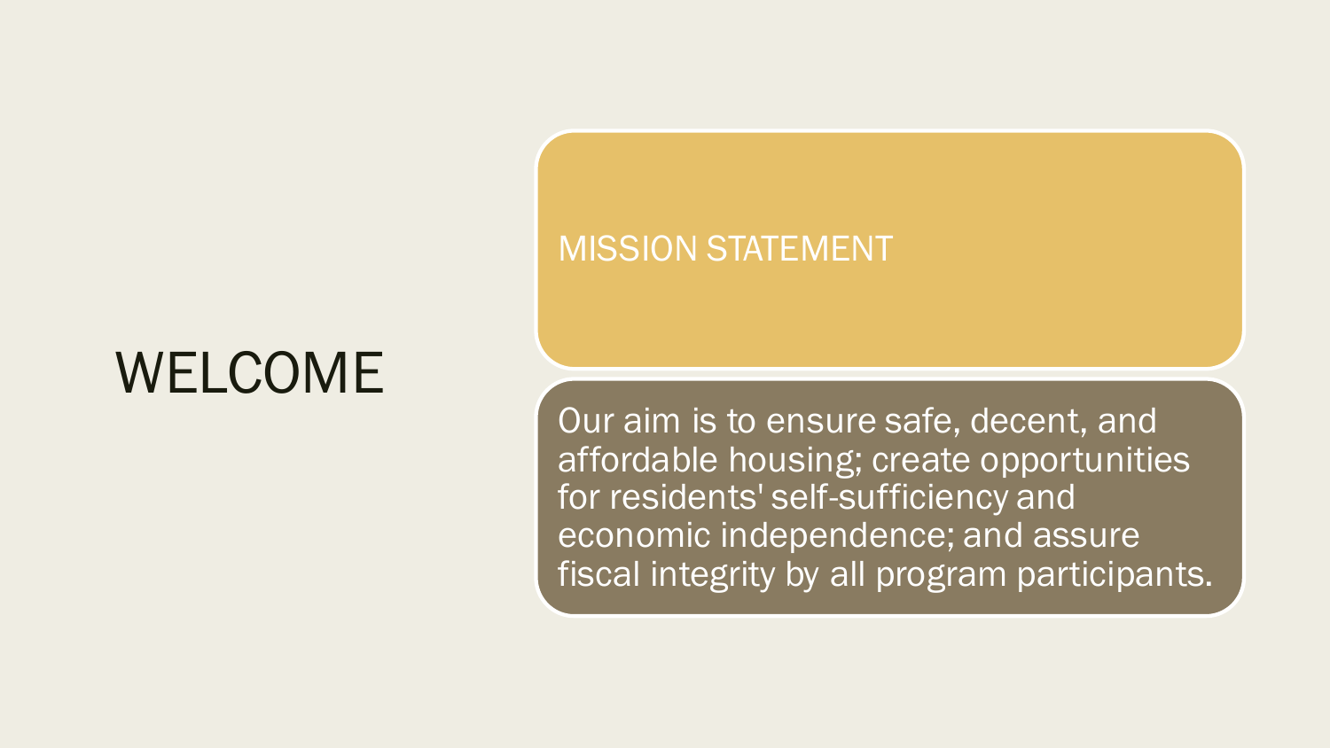# WELCOME

## MISSION STATEMENT

Our aim is to ensure safe, decent, and affordable housing; create opportunities for residents' self-sufficiency and economic independence; and assure fiscal integrity by all program participants.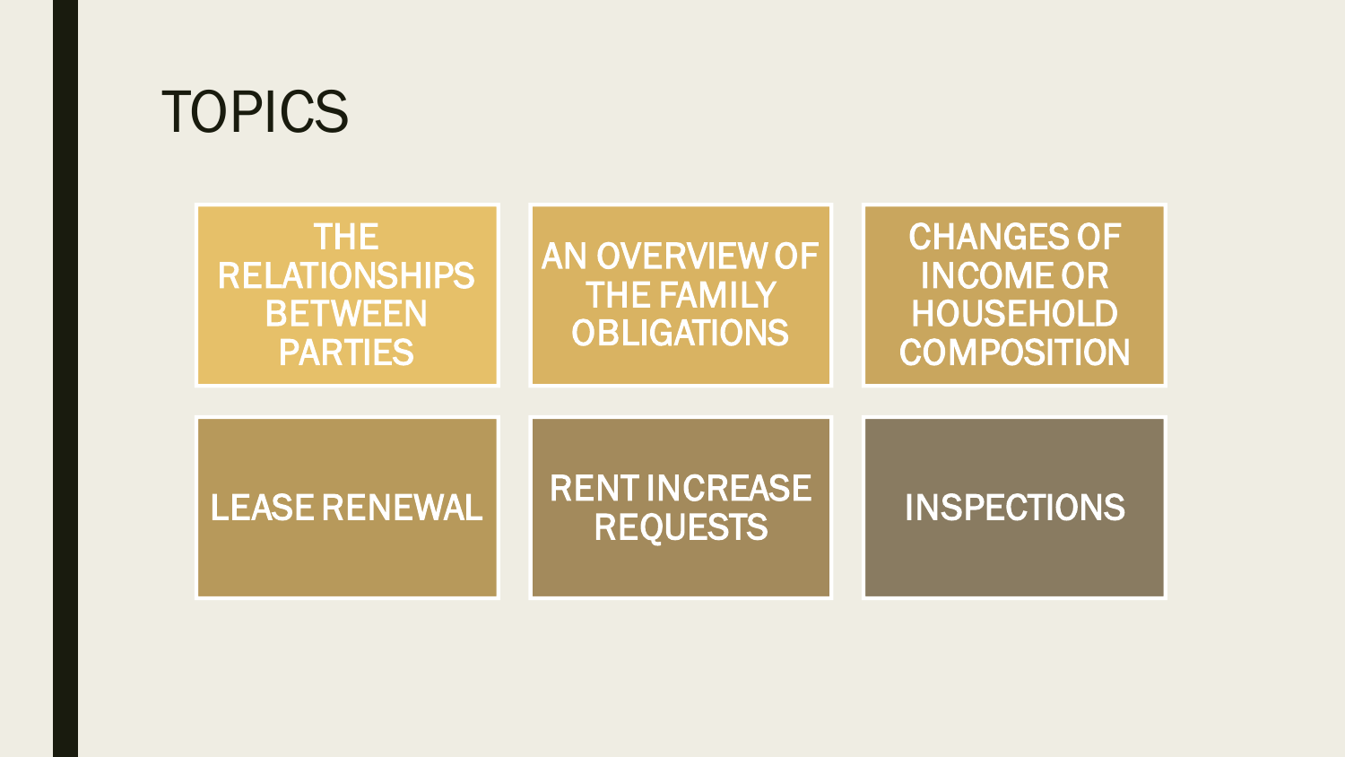# TOPICS

- THE RELATIONSHIPS BETWEEN PARTIES
- AN OVERVIEW OF THE FAMILY OBLIGATIONS
- CHANGES OF INCOME OR HOUSEHOLD COMPOSITION
- LEASE RENEWAL
- RENT INCREASE REQUESTS
- INSPECTIONS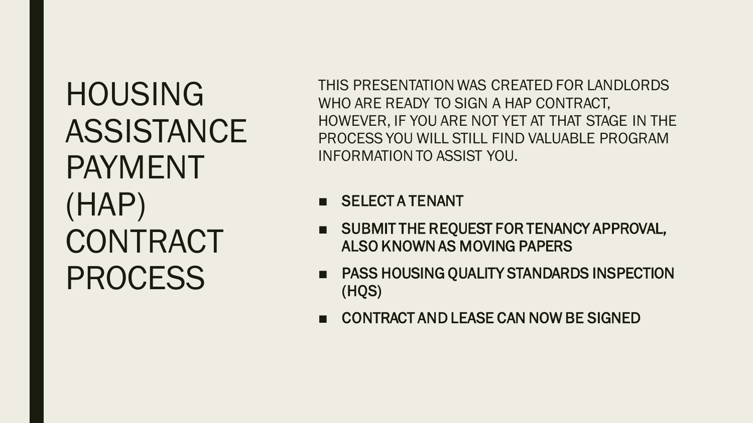# HOUSING ASSISTANCE PAYMENT (HAP) CONTRACT PROCESS

THIS PRESENTATION WAS CREATED FOR LANDLORDS WHO ARE READY TO SIGN A HAP CONTRACT, HOWEVER, IF YOU ARE NOT YET AT THAT STAGE IN THE PROCESS YOU WILL STILL FIND VALUABLE PROGRAM INFORMATION TO ASSIST YOU.

- SELECT A TENANT
- SUBMIT THE REQUEST FOR TENANCY APPROVAL, ALSO KNOWN AS MOVING PAPERS
- PASS HOUSING QUALITY STANDARDS INSPECTION (HQS)
- CONTRACT AND LEASE CAN NOW BE SIGNED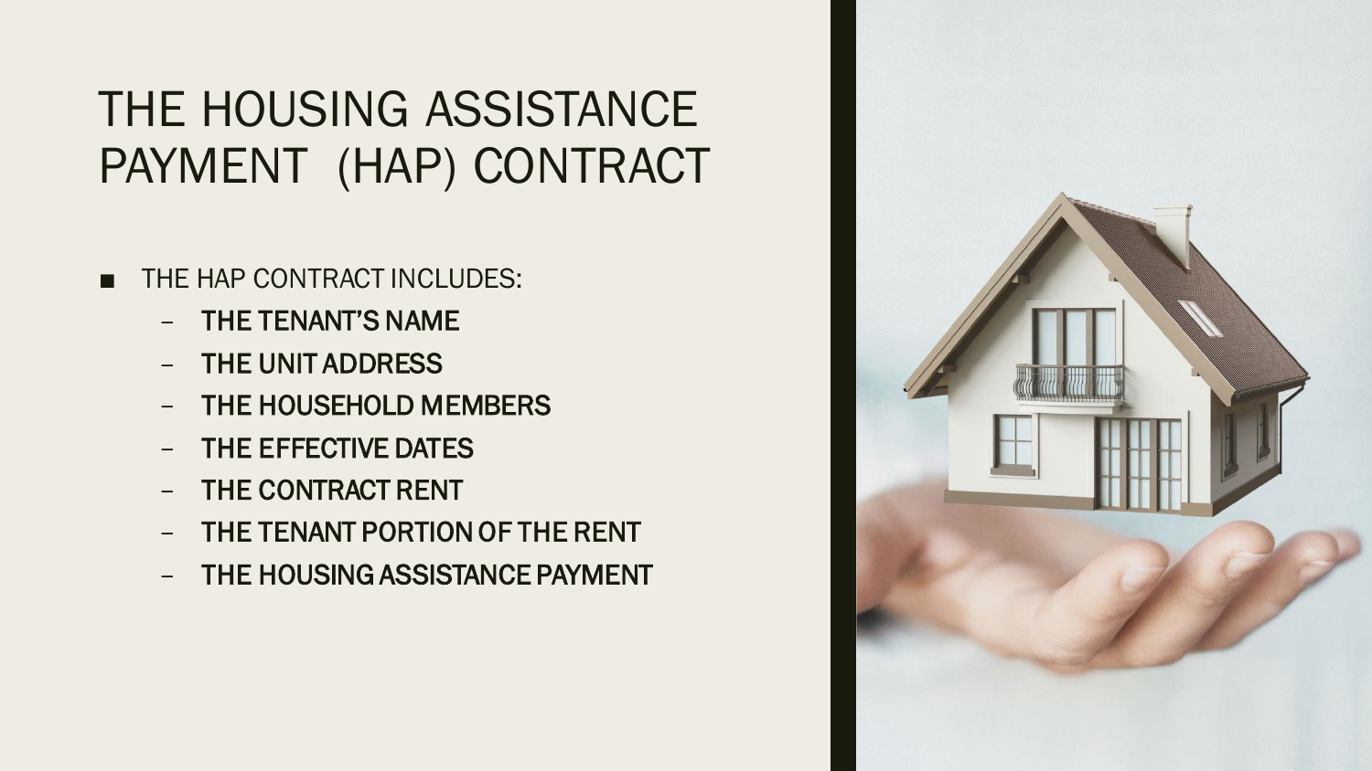# THE HOUSING ASSISTANCE PAYMENT (HAP) CONTRACT

- THE HAP CONTRACT INCLUDES:
  - **THE TENANT'S NAME**
  - **THE UNIT ADDRESS**
  - **THE HOUSEHOLD MEMBERS**
  - **THE EFFECTIVE DATES**
  - **THE CONTRACT RENT**
  - **THE TENANT PORTION OF THE RENT**
  - **THE HOUSING ASSISTANCE PAYMENT**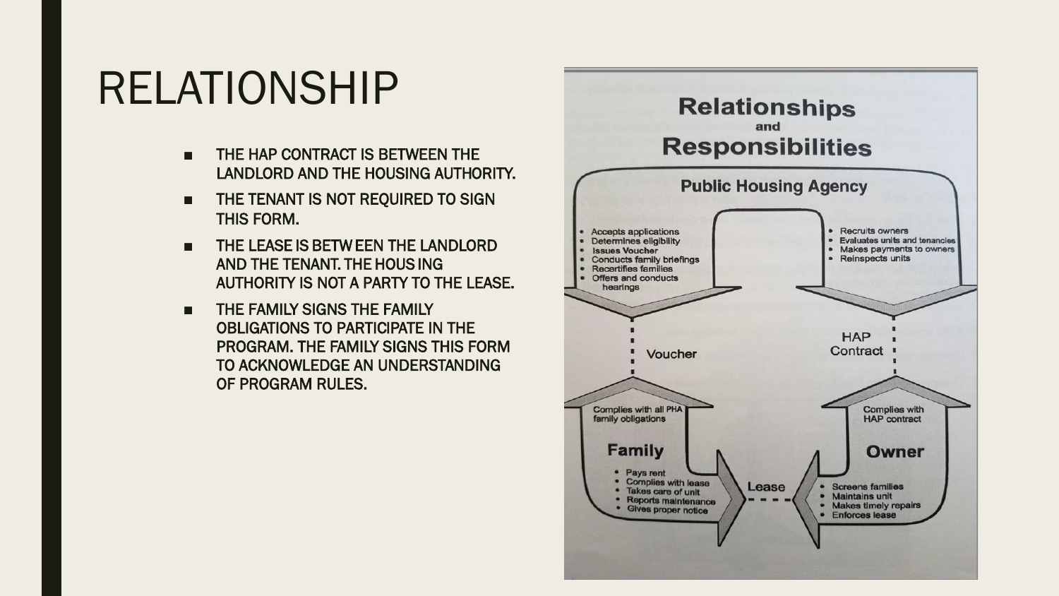# RELATIONSHIP

- THE HAP CONTRACT IS BETWEEN THE LANDLORD AND THE HOUSING AUTHORITY.
- THE TENANT IS NOT REQUIRED TO SIGN THIS FORM.
- THE LEASE IS BETWEEN THE LANDLORD AND THE TENANT. THE HOUSING AUTHORITY IS NOT A PARTY TO THE LEASE.
- THE FAMILY SIGNS THE FAMILY OBLIGATIONS TO PARTICIPATE IN THE PROGRAM. THE FAMILY SIGNS THIS FORM TO ACKNOWLEDGE AN UNDERSTANDING OF PROGRAM RULES.

## Relationships and Responsibilities

**Public Housing Agency**

- Accepts applications
- Determines eligibility
- Issues Voucher
- Conducts family briefings
- Recertifies families
- Offers and conducts hearings

- Recruits owners
- Evaluates units and tenancies
- Makes payments to owners
- Reinspects units

Voucher

HAP Contract

Complies with all PHA family obligations

**Family**

- Pays rent
- Complies with lease
- Takes care of unit
- Reports maintenance
- Gives proper notice

Lease

Complies with HAP contract

**Owner**

- Screens families
- Maintains unit
- Makes timely repairs
- Enforces lease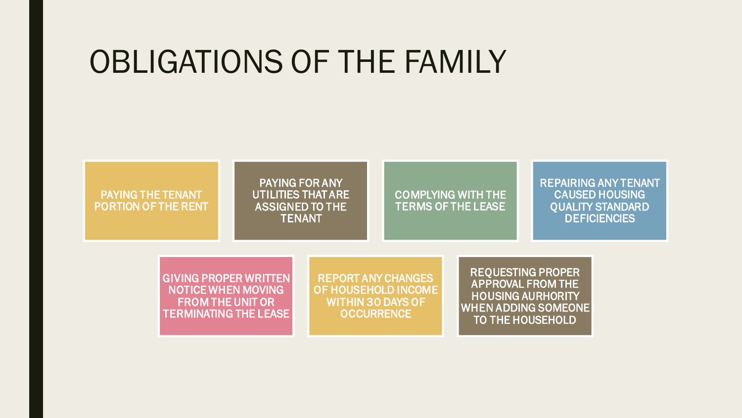# OBLIGATIONS OF THE FAMILY

- PAYING THE TENANT PORTION OF THE RENT
- PAYING FOR ANY UTILITIES THAT ARE ASSIGNED TO THE TENANT
- COMPLYING WITH THE TERMS OF THE LEASE
- REPAIRING ANY TENANT CAUSED HOUSING QUALITY STANDARD DEFICIENCIES
- GIVING PROPER WRITTEN NOTICE WHEN MOVING FROM THE UNIT OR TERMINATING THE LEASE
- REPORT ANY CHANGES OF HOUSEHOLD INCOME WITHIN 30 DAYS OF OCCURRENCE
- REQUESTING PROPER APPROVAL FROM THE HOUSING AURHORITY WHEN ADDING SOMEONE TO THE HOUSEHOLD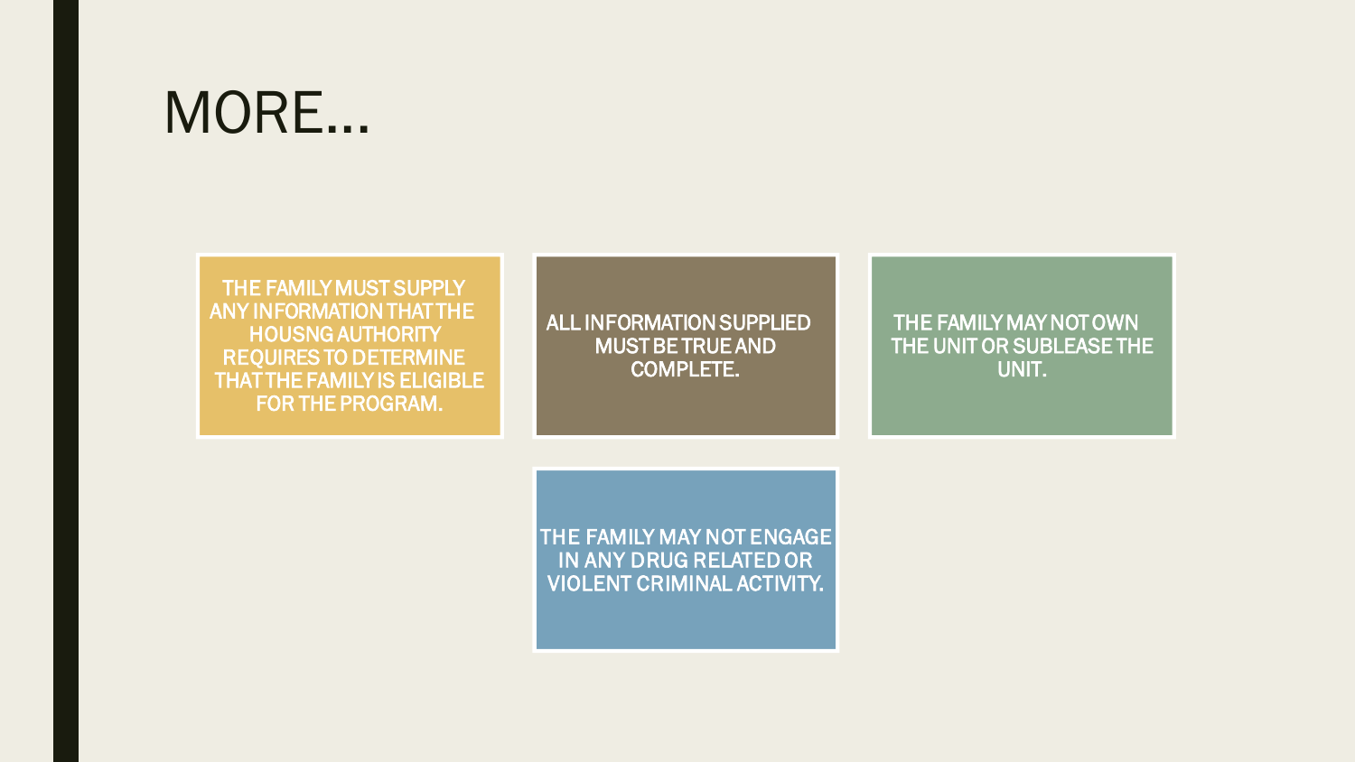# MORE…

- THE FAMILY MUST SUPPLY ANY INFORMATION THAT THE HOUSNG AUTHORITY REQUIRES TO DETERMINE THAT THE FAMILY IS ELIGIBLE FOR THE PROGRAM.
- ALL INFORMATION SUPPLIED MUST BE TRUE AND COMPLETE.
- THE FAMILY MAY NOT OWN THE UNIT OR SUBLEASE THE UNIT.
- THE FAMILY MAY NOT ENGAGE IN ANY DRUG RELATED OR VIOLENT CRIMINAL ACTIVITY.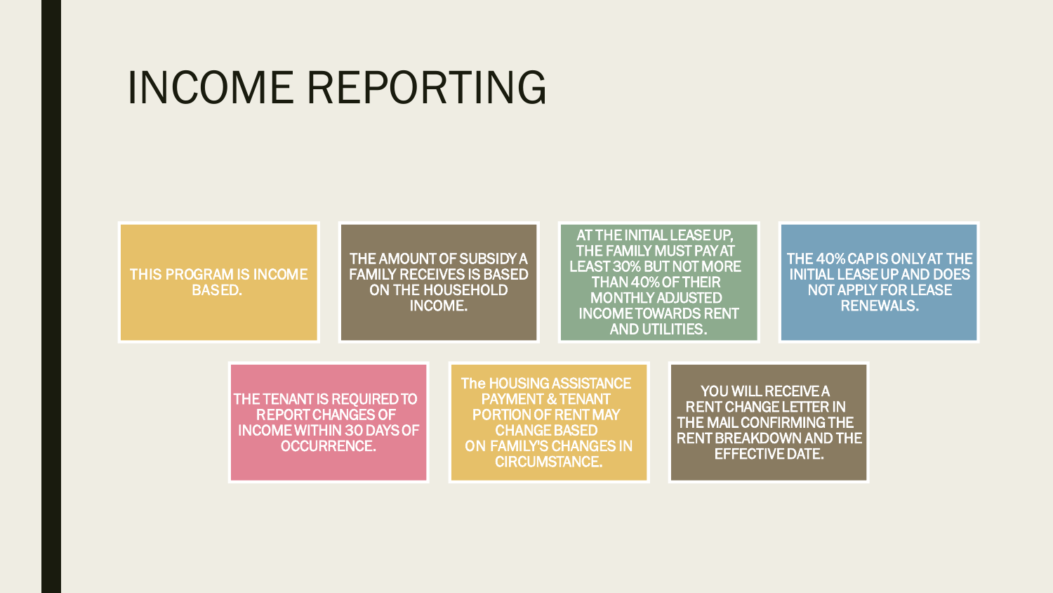# INCOME REPORTING

- THIS PROGRAM IS INCOME BASED.
- THE AMOUNT OF SUBSIDY A FAMILY RECEIVES IS BASED ON THE HOUSEHOLD INCOME.
- AT THE INITIAL LEASE UP, THE FAMILY MUST PAY AT LEAST 30% BUT NOT MORE THAN 40% OF THEIR MONTHLY ADJUSTED INCOME TOWARDS RENT AND UTILITIES.
- THE 40% CAP IS ONLY AT THE INITIAL LEASE UP AND DOES NOT APPLY FOR LEASE RENEWALS.
- THE TENANT IS REQUIRED TO REPORT CHANGES OF INCOME WITHIN 30 DAYS OF OCCURRENCE.
- The HOUSING ASSISTANCE PAYMENT & TENANT PORTION OF RENT MAY CHANGE BASED ON FAMILY'S CHANGES IN CIRCUMSTANCE.
- YOU WILL RECEIVE A RENT CHANGE LETTER IN THE MAIL CONFIRMING THE RENT BREAKDOWN AND THE EFFECTIVE DATE.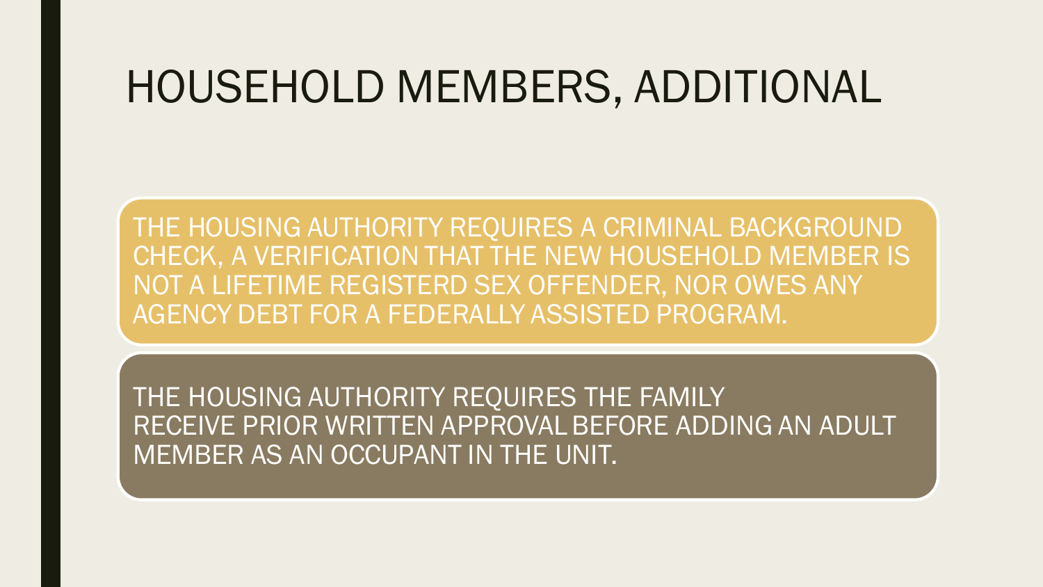# HOUSEHOLD MEMBERS, ADDITIONAL

THE HOUSING AUTHORITY REQUIRES A CRIMINAL BACKGROUND CHECK, A VERIFICATION THAT THE NEW HOUSEHOLD MEMBER IS NOT A LIFETIME REGISTERD SEX OFFENDER, NOR OWES ANY AGENCY DEBT FOR A FEDERALLY ASSISTED PROGRAM.

THE HOUSING AUTHORITY REQUIRES THE FAMILY RECEIVE PRIOR WRITTEN APPROVAL BEFORE ADDING AN ADULT MEMBER AS AN OCCUPANT IN THE UNIT.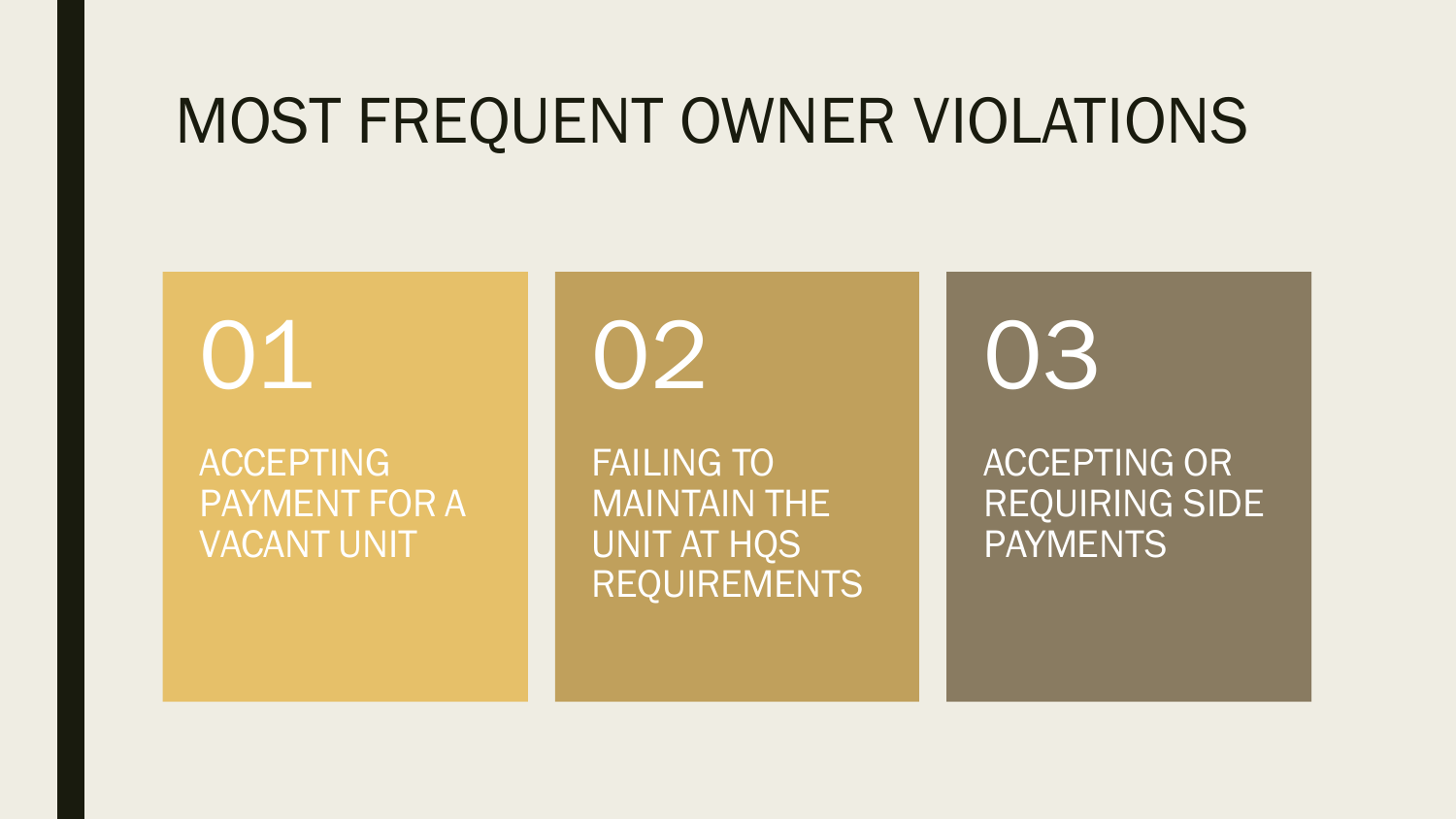# MOST FREQUENT OWNER VIOLATIONS

**01**

ACCEPTING PAYMENT FOR A VACANT UNIT

**02**

FAILING TO MAINTAIN THE UNIT AT HQS REQUIREMENTS

**03**

ACCEPTING OR REQUIRING SIDE PAYMENTS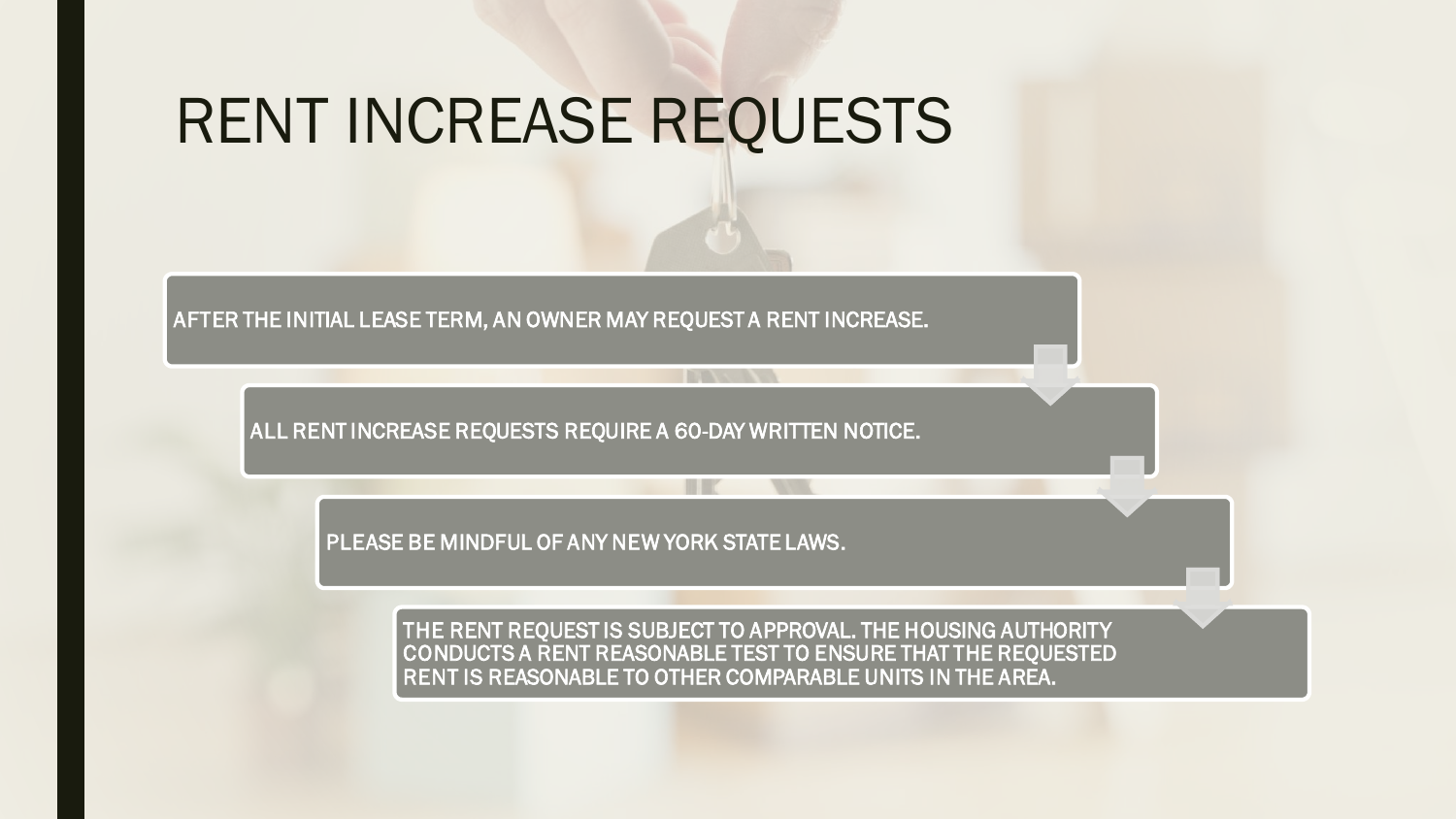# RENT INCREASE REQUESTS

- AFTER THE INITIAL LEASE TERM, AN OWNER MAY REQUEST A RENT INCREASE.
- ALL RENT INCREASE REQUESTS REQUIRE A 60-DAY WRITTEN NOTICE.
- PLEASE BE MINDFUL OF ANY NEW YORK STATE LAWS.
- THE RENT REQUEST IS SUBJECT TO APPROVAL. THE HOUSING AUTHORITY CONDUCTS A RENT REASONABLE TEST TO ENSURE THAT THE REQUESTED RENT IS REASONABLE TO OTHER COMPARABLE UNITS IN THE AREA.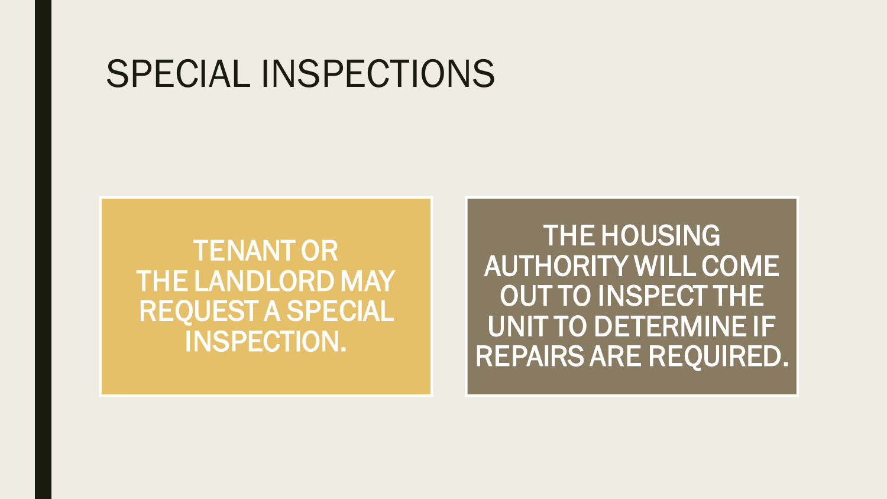# SPECIAL INSPECTIONS

TENANT OR THE LANDLORD MAY REQUEST A SPECIAL INSPECTION.

THE HOUSING AUTHORITY WILL COME OUT TO INSPECT THE UNIT TO DETERMINE IF REPAIRS ARE REQUIRED.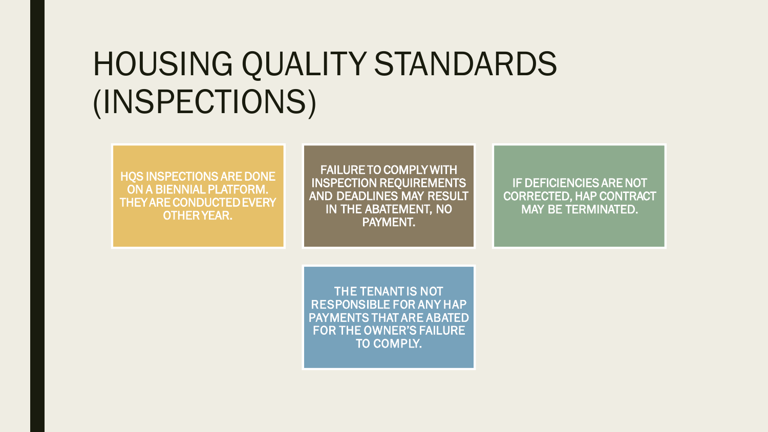# HOUSING QUALITY STANDARDS (INSPECTIONS)

HQS INSPECTIONS ARE DONE ON A BIENNIAL PLATFORM. THEY ARE CONDUCTED EVERY OTHER YEAR.

FAILURE TO COMPLY WITH INSPECTION REQUIREMENTS AND DEADLINES MAY RESULT IN THE ABATEMENT, NO PAYMENT.

IF DEFICIENCIES ARE NOT CORRECTED, HAP CONTRACT MAY BE TERMINATED.

THE TENANT IS NOT RESPONSIBLE FOR ANY HAP PAYMENTS THAT ARE ABATED FOR THE OWNER'S FAILURE TO COMPLY.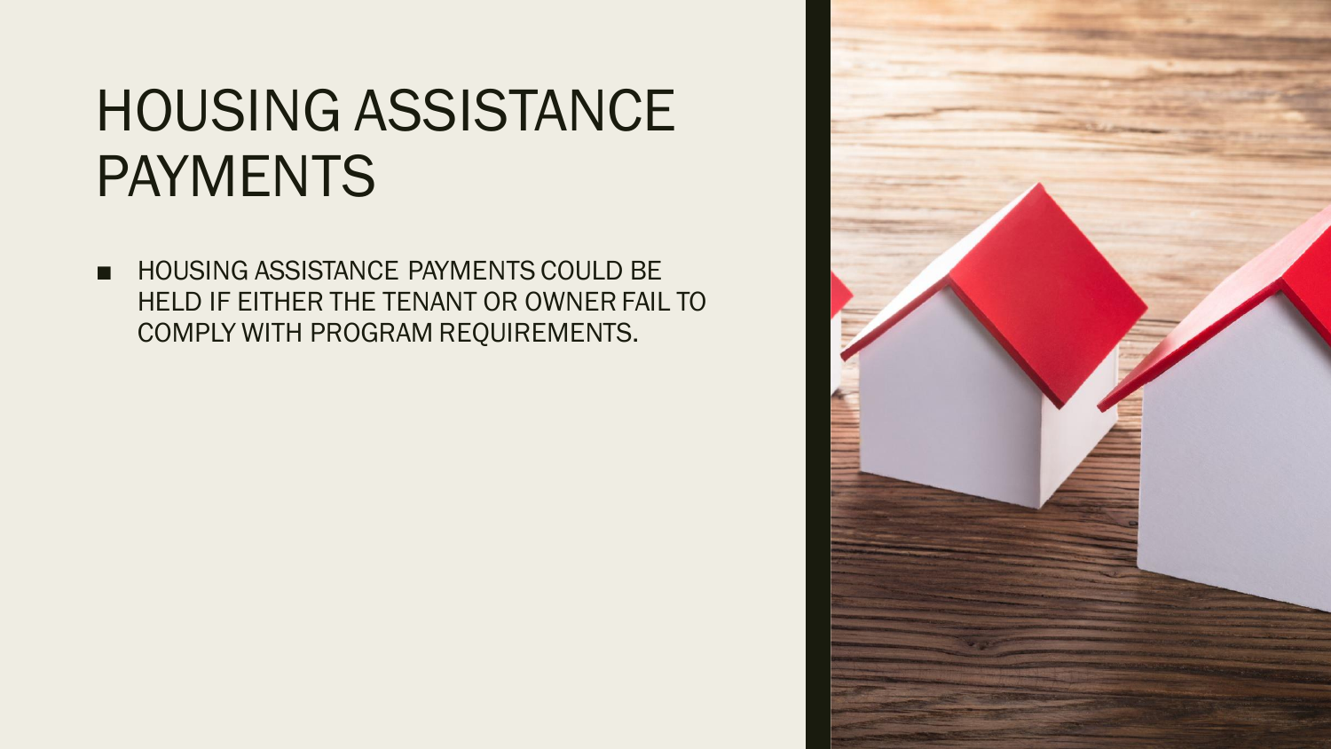# HOUSING ASSISTANCE PAYMENTS

- HOUSING ASSISTANCE PAYMENTS COULD BE HELD IF EITHER THE TENANT OR OWNER FAIL TO COMPLY WITH PROGRAM REQUIREMENTS.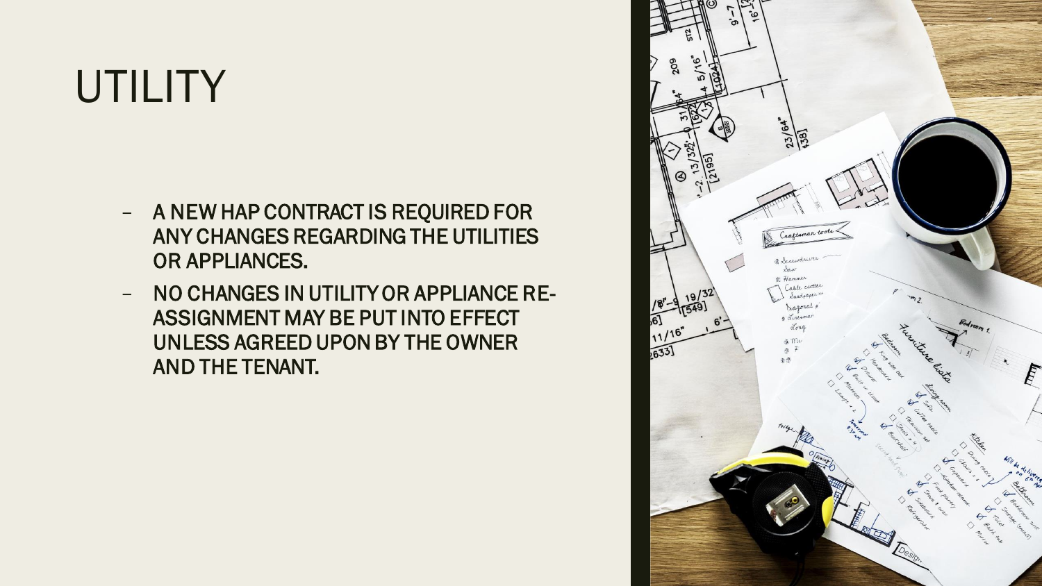# UTILITY

- A NEW HAP CONTRACT IS REQUIRED FOR ANY CHANGES REGARDING THE UTILITIES OR APPLIANCES.
- NO CHANGES IN UTILITY OR APPLIANCE RE-ASSIGNMENT MAY BE PUT INTO EFFECT UNLESS AGREED UPON BY THE OWNER AND THE TENANT.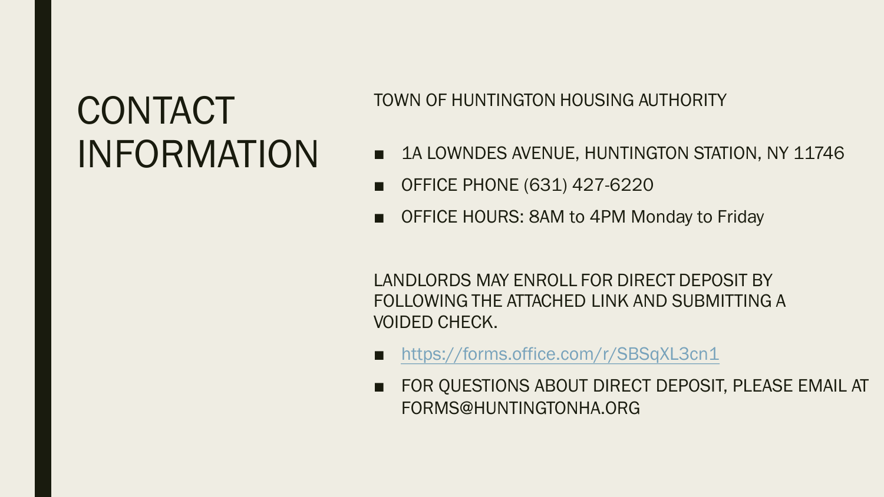# CONTACT INFORMATION

TOWN OF HUNTINGTON HOUSING AUTHORITY

- 1A LOWNDES AVENUE, HUNTINGTON STATION, NY 11746
- OFFICE PHONE (631) 427-6220
- OFFICE HOURS: 8AM to 4PM Monday to Friday

LANDLORDS MAY ENROLL FOR DIRECT DEPOSIT BY FOLLOWING THE ATTACHED LINK AND SUBMITTING A VOIDED CHECK.

- https://forms.office.com/r/SBSqXL3cn1
- FOR QUESTIONS ABOUT DIRECT DEPOSIT, PLEASE EMAIL AT FORMS@HUNTINGTONHA.ORG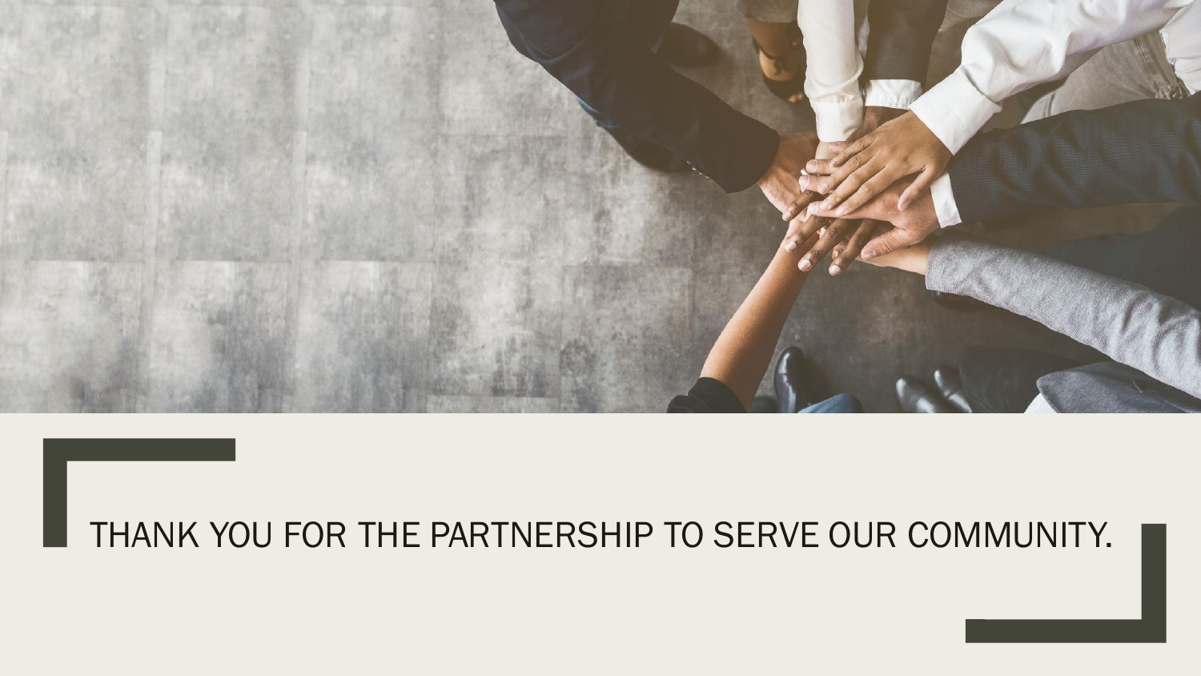THANK YOU FOR THE PARTNERSHIP TO SERVE OUR COMMUNITY.